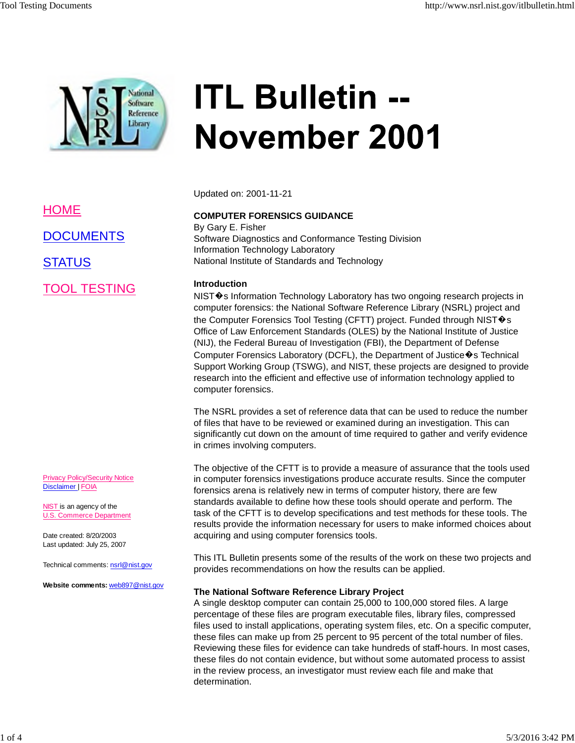# ITL Bulletin -- November 2001

HOME

DOCUMENTS

STATUS

TOOL TESTING

Privacy Policy/Security Notice
Disclaimer | FOIA

NIST is an agency of the
U.S. Commerce Department

Date created: 8/20/2003
Last updated: July 25, 2007

Technical comments: nsrl@nist.gov

**Website comments:** web897@nist.gov

Updated on: 2001-11-21

**COMPUTER FORENSICS GUIDANCE**
By Gary E. Fisher
Software Diagnostics and Conformance Testing Division
Information Technology Laboratory
National Institute of Standards and Technology

**Introduction**

NIST�s Information Technology Laboratory has two ongoing research projects in computer forensics: the National Software Reference Library (NSRL) project and the Computer Forensics Tool Testing (CFTT) project. Funded through NIST�s Office of Law Enforcement Standards (OLES) by the National Institute of Justice (NIJ), the Federal Bureau of Investigation (FBI), the Department of Defense Computer Forensics Laboratory (DCFL), the Department of Justice�s Technical Support Working Group (TSWG), and NIST, these projects are designed to provide research into the efficient and effective use of information technology applied to computer forensics.

The NSRL provides a set of reference data that can be used to reduce the number of files that have to be reviewed or examined during an investigation. This can significantly cut down on the amount of time required to gather and verify evidence in crimes involving computers.

The objective of the CFTT is to provide a measure of assurance that the tools used in computer forensics investigations produce accurate results. Since the computer forensics arena is relatively new in terms of computer history, there are few standards available to define how these tools should operate and perform. The task of the CFTT is to develop specifications and test methods for these tools. The results provide the information necessary for users to make informed choices about acquiring and using computer forensics tools.

This ITL Bulletin presents some of the results of the work on these two projects and provides recommendations on how the results can be applied.

**The National Software Reference Library Project**

A single desktop computer can contain 25,000 to 100,000 stored files. A large percentage of these files are program executable files, library files, compressed files used to install applications, operating system files, etc. On a specific computer, these files can make up from 25 percent to 95 percent of the total number of files. Reviewing these files for evidence can take hundreds of staff-hours. In most cases, these files do not contain evidence, but without some automated process to assist in the review process, an investigator must review each file and make that determination.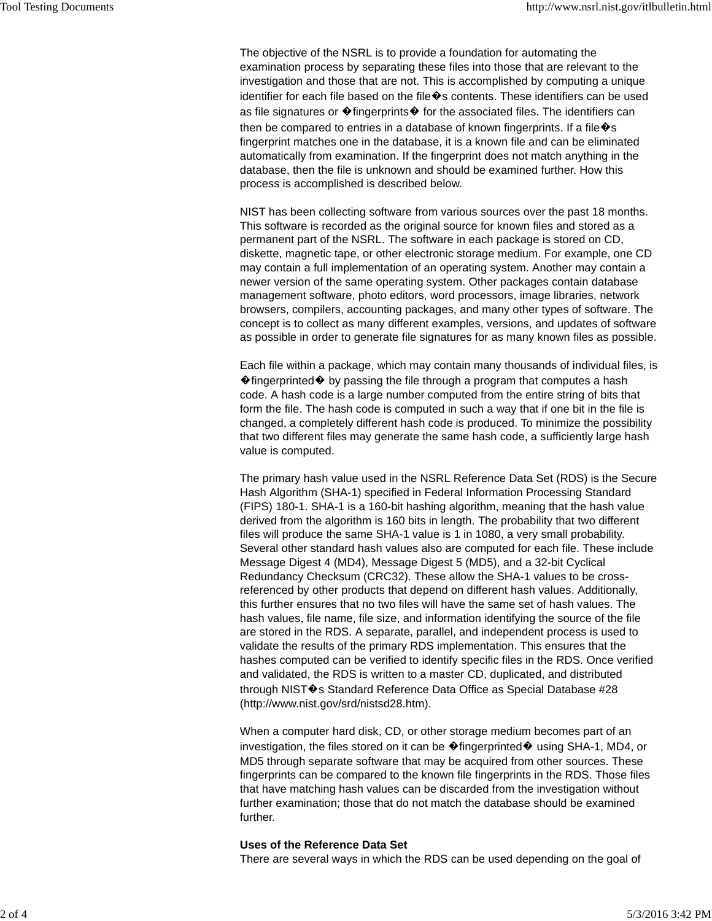The objective of the NSRL is to provide a foundation for automating the examination process by separating these files into those that are relevant to the investigation and those that are not. This is accomplished by computing a unique identifier for each file based on the file�s contents. These identifiers can be used as file signatures or �fingerprints� for the associated files. The identifiers can then be compared to entries in a database of known fingerprints. If a file�s fingerprint matches one in the database, it is a known file and can be eliminated automatically from examination. If the fingerprint does not match anything in the database, then the file is unknown and should be examined further. How this process is accomplished is described below.

NIST has been collecting software from various sources over the past 18 months. This software is recorded as the original source for known files and stored as a permanent part of the NSRL. The software in each package is stored on CD, diskette, magnetic tape, or other electronic storage medium. For example, one CD may contain a full implementation of an operating system. Another may contain a newer version of the same operating system. Other packages contain database management software, photo editors, word processors, image libraries, network browsers, compilers, accounting packages, and many other types of software. The concept is to collect as many different examples, versions, and updates of software as possible in order to generate file signatures for as many known files as possible.

Each file within a package, which may contain many thousands of individual files, is �fingerprinted� by passing the file through a program that computes a hash code. A hash code is a large number computed from the entire string of bits that form the file. The hash code is computed in such a way that if one bit in the file is changed, a completely different hash code is produced. To minimize the possibility that two different files may generate the same hash code, a sufficiently large hash value is computed.

The primary hash value used in the NSRL Reference Data Set (RDS) is the Secure Hash Algorithm (SHA-1) specified in Federal Information Processing Standard (FIPS) 180-1. SHA-1 is a 160-bit hashing algorithm, meaning that the hash value derived from the algorithm is 160 bits in length. The probability that two different files will produce the same SHA-1 value is 1 in 1080, a very small probability. Several other standard hash values also are computed for each file. These include Message Digest 4 (MD4), Message Digest 5 (MD5), and a 32-bit Cyclical Redundancy Checksum (CRC32). These allow the SHA-1 values to be cross-referenced by other products that depend on different hash values. Additionally, this further ensures that no two files will have the same set of hash values. The hash values, file name, file size, and information identifying the source of the file are stored in the RDS. A separate, parallel, and independent process is used to validate the results of the primary RDS implementation. This ensures that the hashes computed can be verified to identify specific files in the RDS. Once verified and validated, the RDS is written to a master CD, duplicated, and distributed through NIST�s Standard Reference Data Office as Special Database #28 (http://www.nist.gov/srd/nistsd28.htm).

When a computer hard disk, CD, or other storage medium becomes part of an investigation, the files stored on it can be �fingerprinted� using SHA-1, MD4, or MD5 through separate software that may be acquired from other sources. These fingerprints can be compared to the known file fingerprints in the RDS. Those files that have matching hash values can be discarded from the investigation without further examination; those that do not match the database should be examined further.

**Uses of the Reference Data Set**

There are several ways in which the RDS can be used depending on the goal of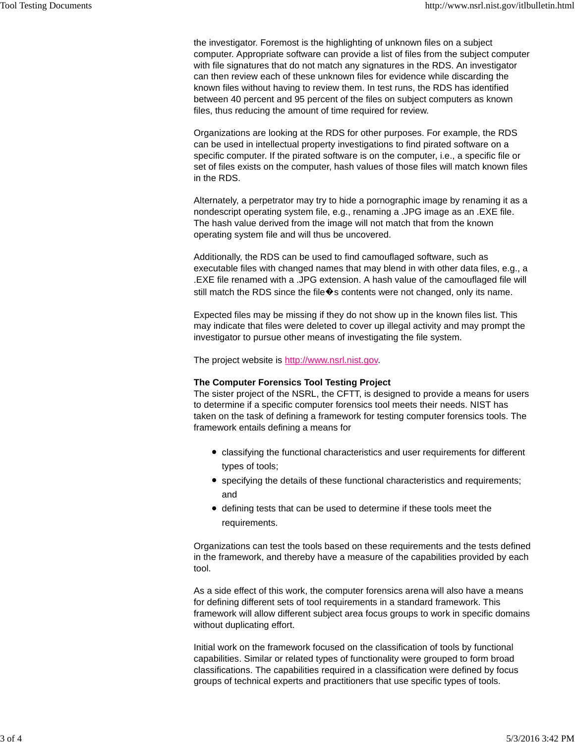the investigator. Foremost is the highlighting of unknown files on a subject computer. Appropriate software can provide a list of files from the subject computer with file signatures that do not match any signatures in the RDS. An investigator can then review each of these unknown files for evidence while discarding the known files without having to review them. In test runs, the RDS has identified between 40 percent and 95 percent of the files on subject computers as known files, thus reducing the amount of time required for review.

Organizations are looking at the RDS for other purposes. For example, the RDS can be used in intellectual property investigations to find pirated software on a specific computer. If the pirated software is on the computer, i.e., a specific file or set of files exists on the computer, hash values of those files will match known files in the RDS.

Alternately, a perpetrator may try to hide a pornographic image by renaming it as a nondescript operating system file, e.g., renaming a .JPG image as an .EXE file. The hash value derived from the image will not match that from the known operating system file and will thus be uncovered.

Additionally, the RDS can be used to find camouflaged software, such as executable files with changed names that may blend in with other data files, e.g., a .EXE file renamed with a .JPG extension. A hash value of the camouflaged file will still match the RDS since the file�s contents were not changed, only its name.

Expected files may be missing if they do not show up in the known files list. This may indicate that files were deleted to cover up illegal activity and may prompt the investigator to pursue other means of investigating the file system.

The project website is [http://www.nsrl.nist.gov](http://www.nsrl.nist.gov).

**The Computer Forensics Tool Testing Project**

The sister project of the NSRL, the CFTT, is designed to provide a means for users to determine if a specific computer forensics tool meets their needs. NIST has taken on the task of defining a framework for testing computer forensics tools. The framework entails defining a means for

- classifying the functional characteristics and user requirements for different types of tools;
- specifying the details of these functional characteristics and requirements; and
- defining tests that can be used to determine if these tools meet the requirements.

Organizations can test the tools based on these requirements and the tests defined in the framework, and thereby have a measure of the capabilities provided by each tool.

As a side effect of this work, the computer forensics arena will also have a means for defining different sets of tool requirements in a standard framework. This framework will allow different subject area focus groups to work in specific domains without duplicating effort.

Initial work on the framework focused on the classification of tools by functional capabilities. Similar or related types of functionality were grouped to form broad classifications. The capabilities required in a classification were defined by focus groups of technical experts and practitioners that use specific types of tools.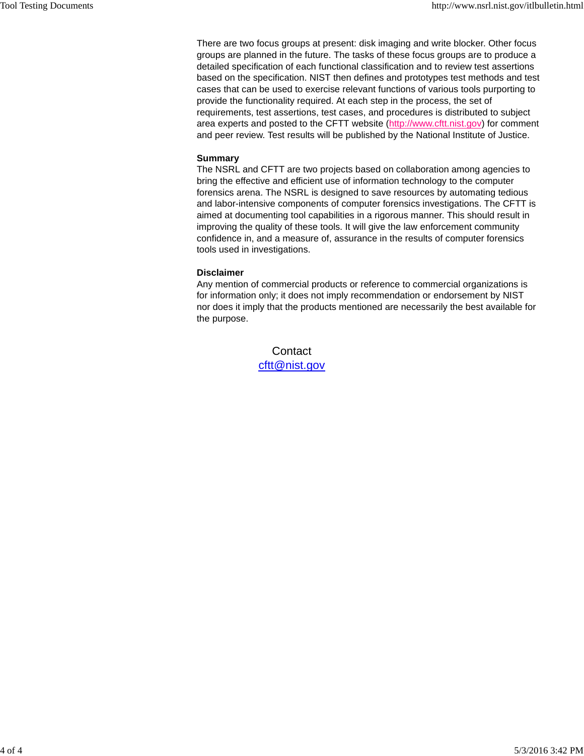There are two focus groups at present: disk imaging and write blocker. Other focus groups are planned in the future. The tasks of these focus groups are to produce a detailed specification of each functional classification and to review test assertions based on the specification. NIST then defines and prototypes test methods and test cases that can be used to exercise relevant functions of various tools purporting to provide the functionality required. At each step in the process, the set of requirements, test assertions, test cases, and procedures is distributed to subject area experts and posted to the CFTT website (http://www.cftt.nist.gov) for comment and peer review. Test results will be published by the National Institute of Justice.

**Summary**

The NSRL and CFTT are two projects based on collaboration among agencies to bring the effective and efficient use of information technology to the computer forensics arena. The NSRL is designed to save resources by automating tedious and labor-intensive components of computer forensics investigations. The CFTT is aimed at documenting tool capabilities in a rigorous manner. This should result in improving the quality of these tools. It will give the law enforcement community confidence in, and a measure of, assurance in the results of computer forensics tools used in investigations.

**Disclaimer**

Any mention of commercial products or reference to commercial organizations is for information only; it does not imply recommendation or endorsement by NIST nor does it imply that the products mentioned are necessarily the best available for the purpose.

Contact
cftt@nist.gov